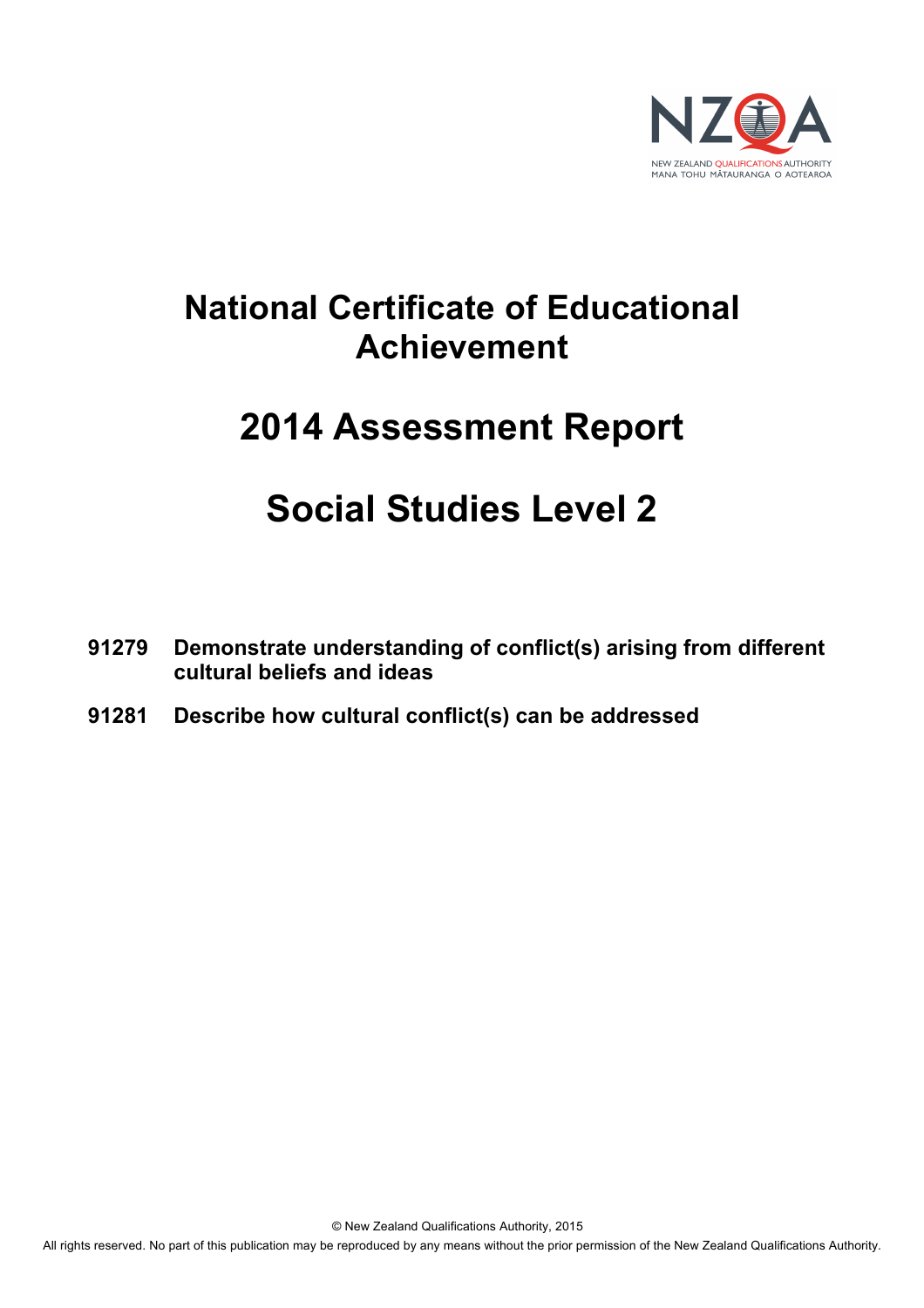NZQA

NEW ZEALAND QUALIFICATIONS AUTHORITY
MANA TOHU MĀTAURANGA O AOTEAROA

# National Certificate of Educational Achievement

# 2014 Assessment Report

# Social Studies Level 2

**91279 Demonstrate understanding of conflict(s) arising from different cultural beliefs and ideas**

**91281 Describe how cultural conflict(s) can be addressed**

© New Zealand Qualifications Authority, 2015

All rights reserved. No part of this publication may be reproduced by any means without the prior permission of the New Zealand Qualifications Authority.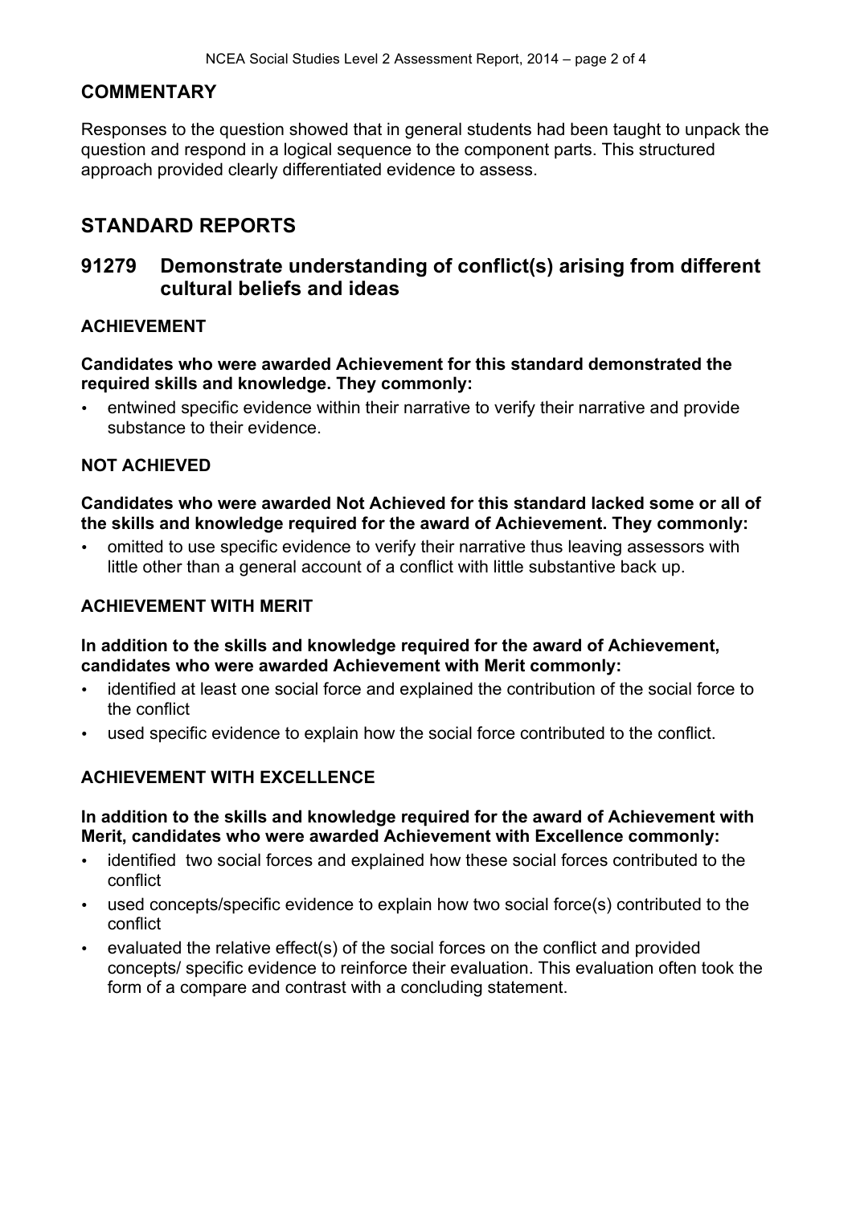## COMMENTARY

Responses to the question showed that in general students had been taught to unpack the question and respond in a logical sequence to the component parts. This structured approach provided clearly differentiated evidence to assess.

# STANDARD REPORTS

## 91279 Demonstrate understanding of conflict(s) arising from different cultural beliefs and ideas

### ACHIEVEMENT

**Candidates who were awarded Achievement for this standard demonstrated the required skills and knowledge. They commonly:**

- entwined specific evidence within their narrative to verify their narrative and provide substance to their evidence.

### NOT ACHIEVED

**Candidates who were awarded Not Achieved for this standard lacked some or all of the skills and knowledge required for the award of Achievement. They commonly:**

- omitted to use specific evidence to verify their narrative thus leaving assessors with little other than a general account of a conflict with little substantive back up.

### ACHIEVEMENT WITH MERIT

**In addition to the skills and knowledge required for the award of Achievement, candidates who were awarded Achievement with Merit commonly:**

- identified at least one social force and explained the contribution of the social force to the conflict
- used specific evidence to explain how the social force contributed to the conflict.

### ACHIEVEMENT WITH EXCELLENCE

**In addition to the skills and knowledge required for the award of Achievement with Merit, candidates who were awarded Achievement with Excellence commonly:**

- identified two social forces and explained how these social forces contributed to the conflict
- used concepts/specific evidence to explain how two social force(s) contributed to the conflict
- evaluated the relative effect(s) of the social forces on the conflict and provided concepts/ specific evidence to reinforce their evaluation. This evaluation often took the form of a compare and contrast with a concluding statement.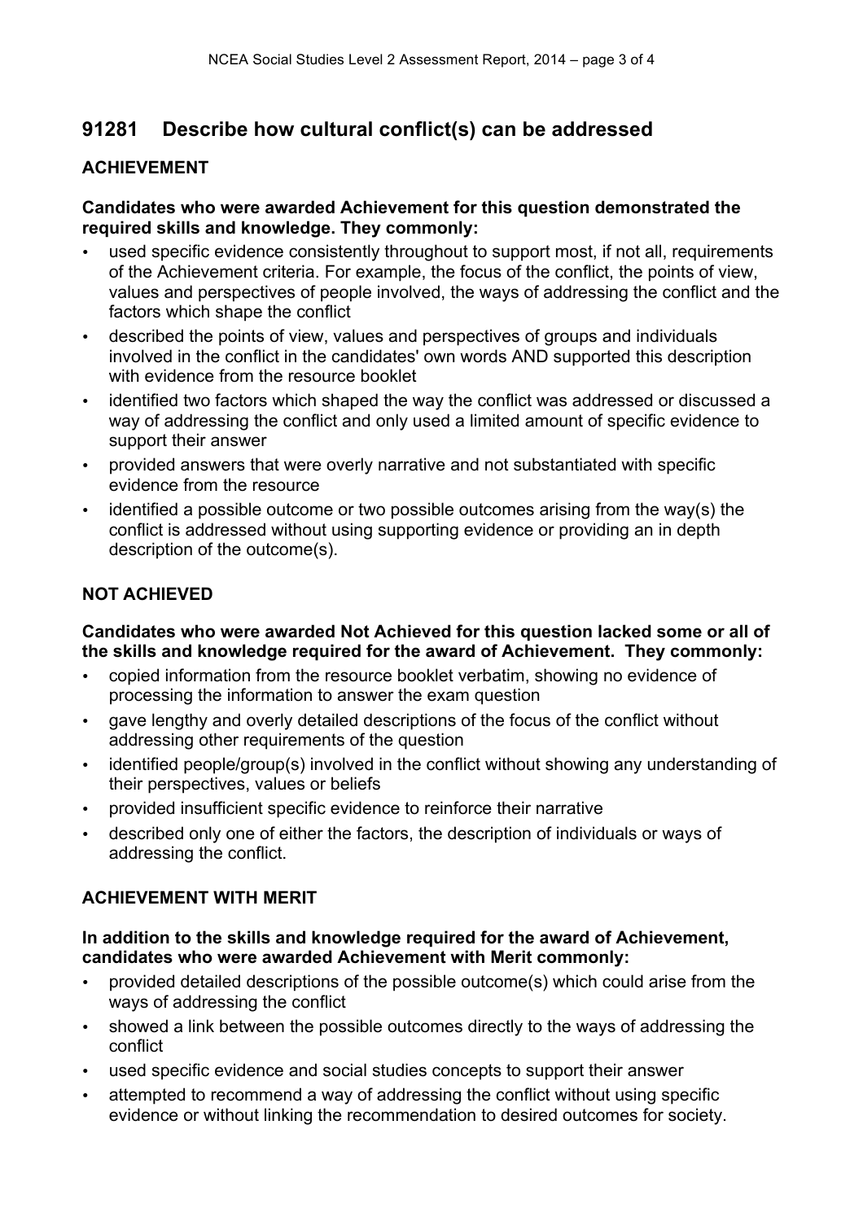## 91281 Describe how cultural conflict(s) can be addressed

### ACHIEVEMENT

**Candidates who were awarded Achievement for this question demonstrated the required skills and knowledge. They commonly:**

- used specific evidence consistently throughout to support most, if not all, requirements of the Achievement criteria. For example, the focus of the conflict, the points of view, values and perspectives of people involved, the ways of addressing the conflict and the factors which shape the conflict
- described the points of view, values and perspectives of groups and individuals involved in the conflict in the candidates' own words AND supported this description with evidence from the resource booklet
- identified two factors which shaped the way the conflict was addressed or discussed a way of addressing the conflict and only used a limited amount of specific evidence to support their answer
- provided answers that were overly narrative and not substantiated with specific evidence from the resource
- identified a possible outcome or two possible outcomes arising from the way(s) the conflict is addressed without using supporting evidence or providing an in depth description of the outcome(s).

### NOT ACHIEVED

**Candidates who were awarded Not Achieved for this question lacked some or all of the skills and knowledge required for the award of Achievement. They commonly:**

- copied information from the resource booklet verbatim, showing no evidence of processing the information to answer the exam question
- gave lengthy and overly detailed descriptions of the focus of the conflict without addressing other requirements of the question
- identified people/group(s) involved in the conflict without showing any understanding of their perspectives, values or beliefs
- provided insufficient specific evidence to reinforce their narrative
- described only one of either the factors, the description of individuals or ways of addressing the conflict.

### ACHIEVEMENT WITH MERIT

**In addition to the skills and knowledge required for the award of Achievement, candidates who were awarded Achievement with Merit commonly:**

- provided detailed descriptions of the possible outcome(s) which could arise from the ways of addressing the conflict
- showed a link between the possible outcomes directly to the ways of addressing the conflict
- used specific evidence and social studies concepts to support their answer
- attempted to recommend a way of addressing the conflict without using specific evidence or without linking the recommendation to desired outcomes for society.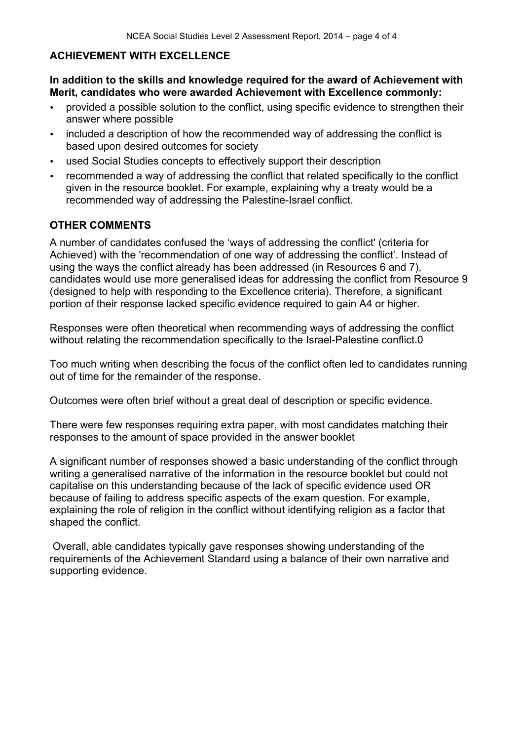## ACHIEVEMENT WITH EXCELLENCE

**In addition to the skills and knowledge required for the award of Achievement with Merit, candidates who were awarded Achievement with Excellence commonly:**

- provided a possible solution to the conflict, using specific evidence to strengthen their answer where possible
- included a description of how the recommended way of addressing the conflict is based upon desired outcomes for society
- used Social Studies concepts to effectively support their description
- recommended a way of addressing the conflict that related specifically to the conflict given in the resource booklet. For example, explaining why a treaty would be a recommended way of addressing the Palestine-Israel conflict.

## OTHER COMMENTS

A number of candidates confused the 'ways of addressing the conflict' (criteria for Achieved) with the 'recommendation of one way of addressing the conflict'. Instead of using the ways the conflict already has been addressed (in Resources 6 and 7), candidates would use more generalised ideas for addressing the conflict from Resource 9 (designed to help with responding to the Excellence criteria). Therefore, a significant portion of their response lacked specific evidence required to gain A4 or higher.

Responses were often theoretical when recommending ways of addressing the conflict without relating the recommendation specifically to the Israel-Palestine conflict.0

Too much writing when describing the focus of the conflict often led to candidates running out of time for the remainder of the response.

Outcomes were often brief without a great deal of description or specific evidence.

There were few responses requiring extra paper, with most candidates matching their responses to the amount of space provided in the answer booklet

A significant number of responses showed a basic understanding of the conflict through writing a generalised narrative of the information in the resource booklet but could not capitalise on this understanding because of the lack of specific evidence used OR because of failing to address specific aspects of the exam question. For example, explaining the role of religion in the conflict without identifying religion as a factor that shaped the conflict.

Overall, able candidates typically gave responses showing understanding of the requirements of the Achievement Standard using a balance of their own narrative and supporting evidence.